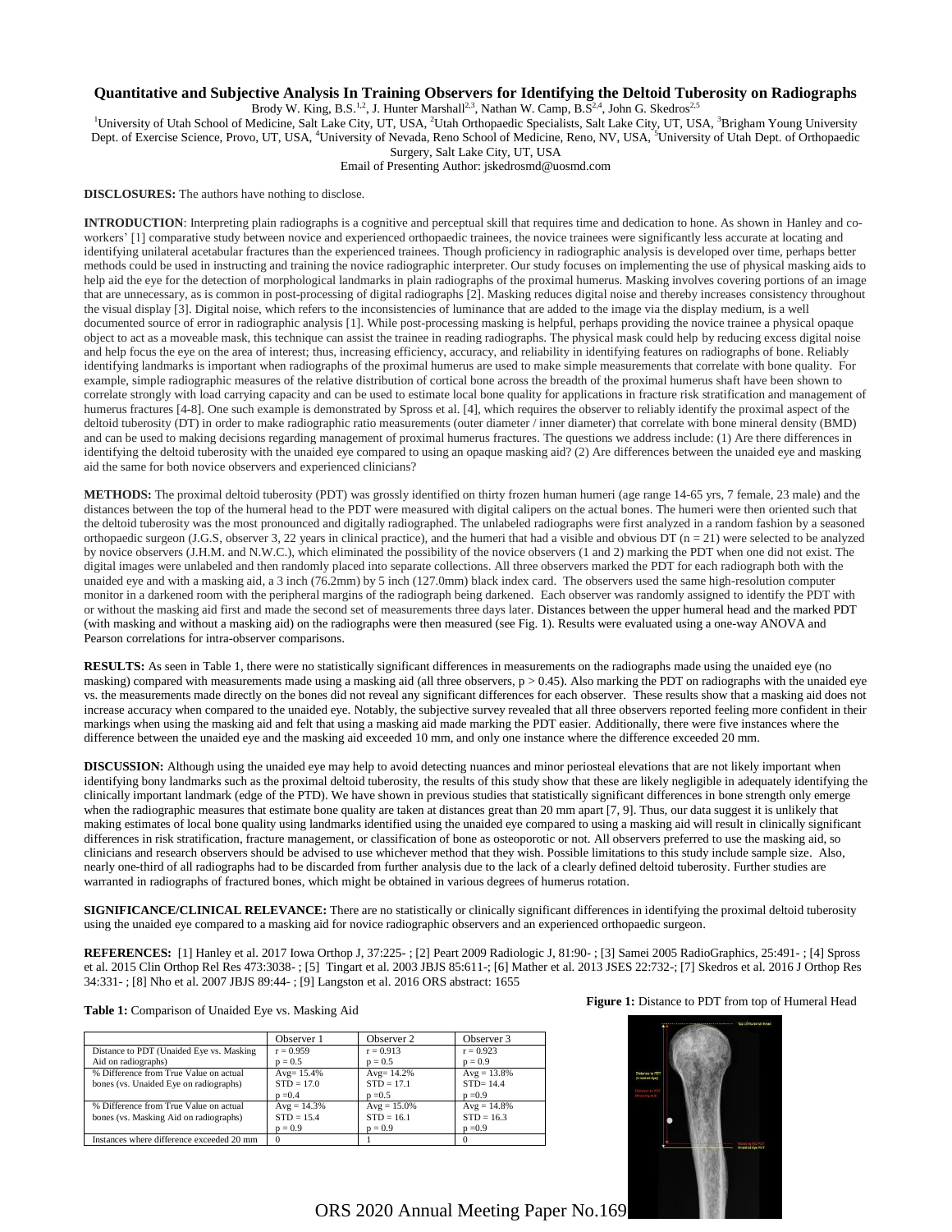# Quantitative and Subjective Analysis In Training Observers for Identifying the Deltoid Tuberosity on Radiographs

Brody W. King, B.S.[1,2], J. Hunter Marshall[2,3], Nathan W. Camp, B.S[2,4], John G. Skedros[2,5]

[1]University of Utah School of Medicine, Salt Lake City, UT, USA, [2]Utah Orthopaedic Specialists, Salt Lake City, UT, USA, [3]Brigham Young University Dept. of Exercise Science, Provo, UT, USA, [4]University of Nevada, Reno School of Medicine, Reno, NV, USA, [5]University of Utah Dept. of Orthopaedic Surgery, Salt Lake City, UT, USA

Email of Presenting Author: jskedrosmd@uosmd.com

**DISCLOSURES:** The authors have nothing to disclose.

**INTRODUCTION**: Interpreting plain radiographs is a cognitive and perceptual skill that requires time and dedication to hone. As shown in Hanley and co-workers' [1] comparative study between novice and experienced orthopaedic trainees, the novice trainees were significantly less accurate at locating and identifying unilateral acetabular fractures than the experienced trainees. Though proficiency in radiographic analysis is developed over time, perhaps better methods could be used in instructing and training the novice radiographic interpreter. Our study focuses on implementing the use of physical masking aids to help aid the eye for the detection of morphological landmarks in plain radiographs of the proximal humerus. Masking involves covering portions of an image that are unnecessary, as is common in post-processing of digital radiographs [2]. Masking reduces digital noise and thereby increases consistency throughout the visual display [3]. Digital noise, which refers to the inconsistencies of luminance that are added to the image via the display medium, is a well documented source of error in radiographic analysis [1]. While post-processing masking is helpful, perhaps providing the novice trainee a physical opaque object to act as a moveable mask, this technique can assist the trainee in reading radiographs. The physical mask could help by reducing excess digital noise and help focus the eye on the area of interest; thus, increasing efficiency, accuracy, and reliability in identifying features on radiographs of bone. Reliably identifying landmarks is important when radiographs of the proximal humerus are used to make simple measurements that correlate with bone quality. For example, simple radiographic measures of the relative distribution of cortical bone across the breadth of the proximal humerus shaft have been shown to correlate strongly with load carrying capacity and can be used to estimate local bone quality for applications in fracture risk stratification and management of humerus fractures [4-8]. One such example is demonstrated by Spross et al. [4], which requires the observer to reliably identify the proximal aspect of the deltoid tuberosity (DT) in order to make radiographic ratio measurements (outer diameter / inner diameter) that correlate with bone mineral density (BMD) and can be used to making decisions regarding management of proximal humerus fractures. The questions we address include: (1) Are there differences in identifying the deltoid tuberosity with the unaided eye compared to using an opaque masking aid? (2) Are differences between the unaided eye and masking aid the same for both novice observers and experienced clinicians?

**METHODS:** The proximal deltoid tuberosity (PDT) was grossly identified on thirty frozen human humeri (age range 14-65 yrs, 7 female, 23 male) and the distances between the top of the humeral head to the PDT were measured with digital calipers on the actual bones. The humeri were then oriented such that the deltoid tuberosity was the most pronounced and digitally radiographed. The unlabeled radiographs were first analyzed in a random fashion by a seasoned orthopaedic surgeon (J.G.S, observer 3, 22 years in clinical practice), and the humeri that had a visible and obvious DT ($n = 21$) were selected to be analyzed by novice observers (J.H.M. and N.W.C.), which eliminated the possibility of the novice observers (1 and 2) marking the PDT when one did not exist. The digital images were unlabeled and then randomly placed into separate collections. All three observers marked the PDT for each radiograph both with the unaided eye and with a masking aid, a 3 inch (76.2mm) by 5 inch (127.0mm) black index card. The observers used the same high-resolution computer monitor in a darkened room with the peripheral margins of the radiograph being darkened. Each observer was randomly assigned to identify the PDT with or without the masking aid first and made the second set of measurements three days later. Distances between the upper humeral head and the marked PDT (with masking and without a masking aid) on the radiographs were then measured (see Fig. 1). Results were evaluated using a one-way ANOVA and Pearson correlations for intra-observer comparisons.

**RESULTS:** As seen in Table 1, there were no statistically significant differences in measurements on the radiographs made using the unaided eye (no masking) compared with measurements made using a masking aid (all three observers, $p > 0.45$). Also marking the PDT on radiographs with the unaided eye vs. the measurements made directly on the bones did not reveal any significant differences for each observer. These results show that a masking aid does not increase accuracy when compared to the unaided eye. Notably, the subjective survey revealed that all three observers reported feeling more confident in their markings when using the masking aid and felt that using a masking aid made marking the PDT easier. Additionally, there were five instances where the difference between the unaided eye and the masking aid exceeded 10 mm, and only one instance where the difference exceeded 20 mm.

**DISCUSSION:** Although using the unaided eye may help to avoid detecting nuances and minor periosteal elevations that are not likely important when identifying bony landmarks such as the proximal deltoid tuberosity, the results of this study show that these are likely negligible in adequately identifying the clinically important landmark (edge of the PTD). We have shown in previous studies that statistically significant differences in bone strength only emerge when the radiographic measures that estimate bone quality are taken at distances great than 20 mm apart [7, 9]. Thus, our data suggest it is unlikely that making estimates of local bone quality using landmarks identified using the unaided eye compared to using a masking aid will result in clinically significant differences in risk stratification, fracture management, or classification of bone as osteoporotic or not. All observers preferred to use the masking aid, so clinicians and research observers should be advised to use whichever method that they wish. Possible limitations to this study include sample size. Also, nearly one-third of all radiographs had to be discarded from further analysis due to the lack of a clearly defined deltoid tuberosity. Further studies are warranted in radiographs of fractured bones, which might be obtained in various degrees of humerus rotation.

**SIGNIFICANCE/CLINICAL RELEVANCE:** There are no statistically or clinically significant differences in identifying the proximal deltoid tuberosity using the unaided eye compared to a masking aid for novice radiographic observers and an experienced orthopaedic surgeon.

**REFERENCES:** [1] Hanley et al. 2017 Iowa Orthop J, 37:225- ; [2] Peart 2009 Radiologic J, 81:90- ; [3] Samei 2005 RadioGraphics, 25:491- ; [4] Spross et al. 2015 Clin Orthop Rel Res 473:3038- ; [5] Tingart et al. 2003 JBJS 85:611-; [6] Mather et al. 2013 JSES 22:732-; [7] Skedros et al. 2016 J Orthop Res 34:331- ; [8] Nho et al. 2007 JBJS 89:44- ; [9] Langston et al. 2016 ORS abstract: 1655

**Table 1:** Comparison of Unaided Eye vs. Masking Aid

| | Observer 1 | Observer 2 | Observer 3 |
|---|---|---|---|
| Distance to PDT (Unaided Eye vs. Masking Aid on radiographs) | $r = 0.959$<br>$p = 0.5$ | $r = 0.913$<br>$p = 0.5$ | $r = 0.923$<br>$p = 0.9$ |
| % Difference from True Value on actual bones (vs. Unaided Eye on radiographs) | Avg= 15.4%<br>STD = 17.0<br>$p = 0.4$ | Avg= 14.2%<br>STD = 17.1<br>$p = 0.5$ | Avg = 13.8%<br>STD= 14.4<br>$p = 0.9$ |
| % Difference from True Value on actual bones (vs. Masking Aid on radiographs) | Avg = 14.3%<br>STD = 15.4<br>$p = 0.9$ | Avg = 15.0%<br>STD = 16.1<br>$p = 0.9$ | Avg = 14.8%<br>STD = 16.3<br>$p = 0.9$ |
| Instances where difference exceeded 20 mm | 0 | 1 | 0 |

**Figure 1:** Distance to PDT from top of Humeral Head